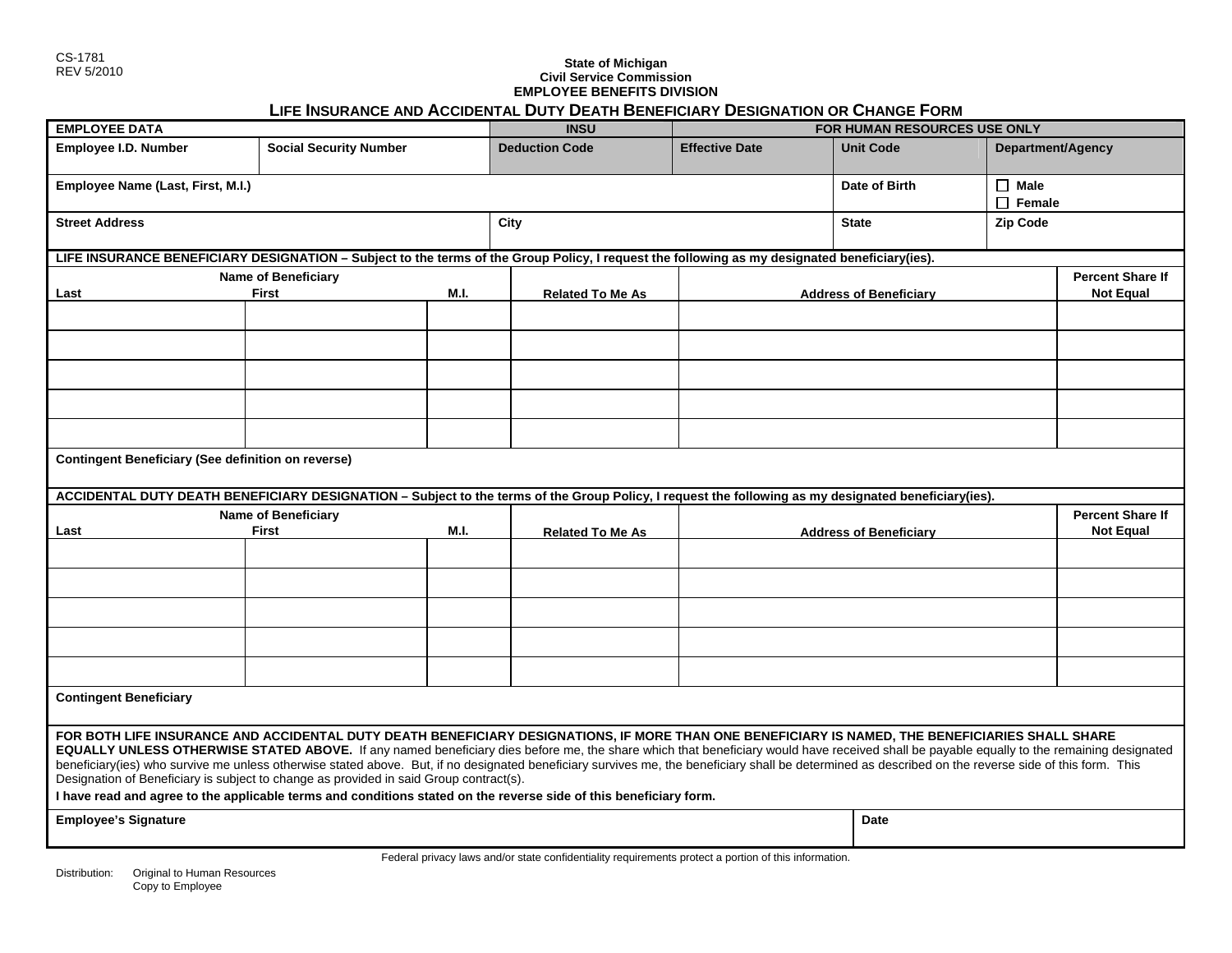CS-1781
REV 5/2010

**State of Michigan**
**Civil Service Commission**
**EMPLOYEE BENEFITS DIVISION**

# LIFE INSURANCE AND ACCIDENTAL DUTY DEATH BENEFICIARY DESIGNATION OR CHANGE FORM

| EMPLOYEE DATA | | INSU | FOR HUMAN RESOURCES USE ONLY | | |
|---|---|---|---|---|---|
| Employee I.D. Number | Social Security Number | Deduction Code | Effective Date | Unit Code | Department/Agency |
| Employee Name (Last, First, M.I.) | | | | Date of Birth | ☐ Male ☐ Female |
| Street Address | | City | | State | Zip Code |

**LIFE INSURANCE BENEFICIARY DESIGNATION – Subject to the terms of the Group Policy, I request the following as my designated beneficiary(ies).**

| Name of Beneficiary Last | First | M.I. | Related To Me As | Address of Beneficiary | Percent Share If Not Equal |
|---|---|---|---|---|---|
| | | | | | |
| | | | | | |
| | | | | | |
| | | | | | |
| | | | | | |

**Contingent Beneficiary (See definition on reverse)**

**ACCIDENTAL DUTY DEATH BENEFICIARY DESIGNATION – Subject to the terms of the Group Policy, I request the following as my designated beneficiary(ies).**

| Name of Beneficiary Last | First | M.I. | Related To Me As | Address of Beneficiary | Percent Share If Not Equal |
|---|---|---|---|---|---|
| | | | | | |
| | | | | | |
| | | | | | |
| | | | | | |
| | | | | | |

**Contingent Beneficiary**

**FOR BOTH LIFE INSURANCE AND ACCIDENTAL DUTY DEATH BENEFICIARY DESIGNATIONS, IF MORE THAN ONE BENEFICIARY IS NAMED, THE BENEFICIARIES SHALL SHARE EQUALLY UNLESS OTHERWISE STATED ABOVE.** If any named beneficiary dies before me, the share which that beneficiary would have received shall be payable equally to the remaining designated beneficiary(ies) who survive me unless otherwise stated above. But, if no designated beneficiary survives me, the beneficiary shall be determined as described on the reverse side of this form. This Designation of Beneficiary is subject to change as provided in said Group contract(s).

**I have read and agree to the applicable terms and conditions stated on the reverse side of this beneficiary form.**

| Employee's Signature | Date |
|---|---|
| | |

Federal privacy laws and/or state confidentiality requirements protect a portion of this information.

Distribution: Original to Human Resources
Copy to Employee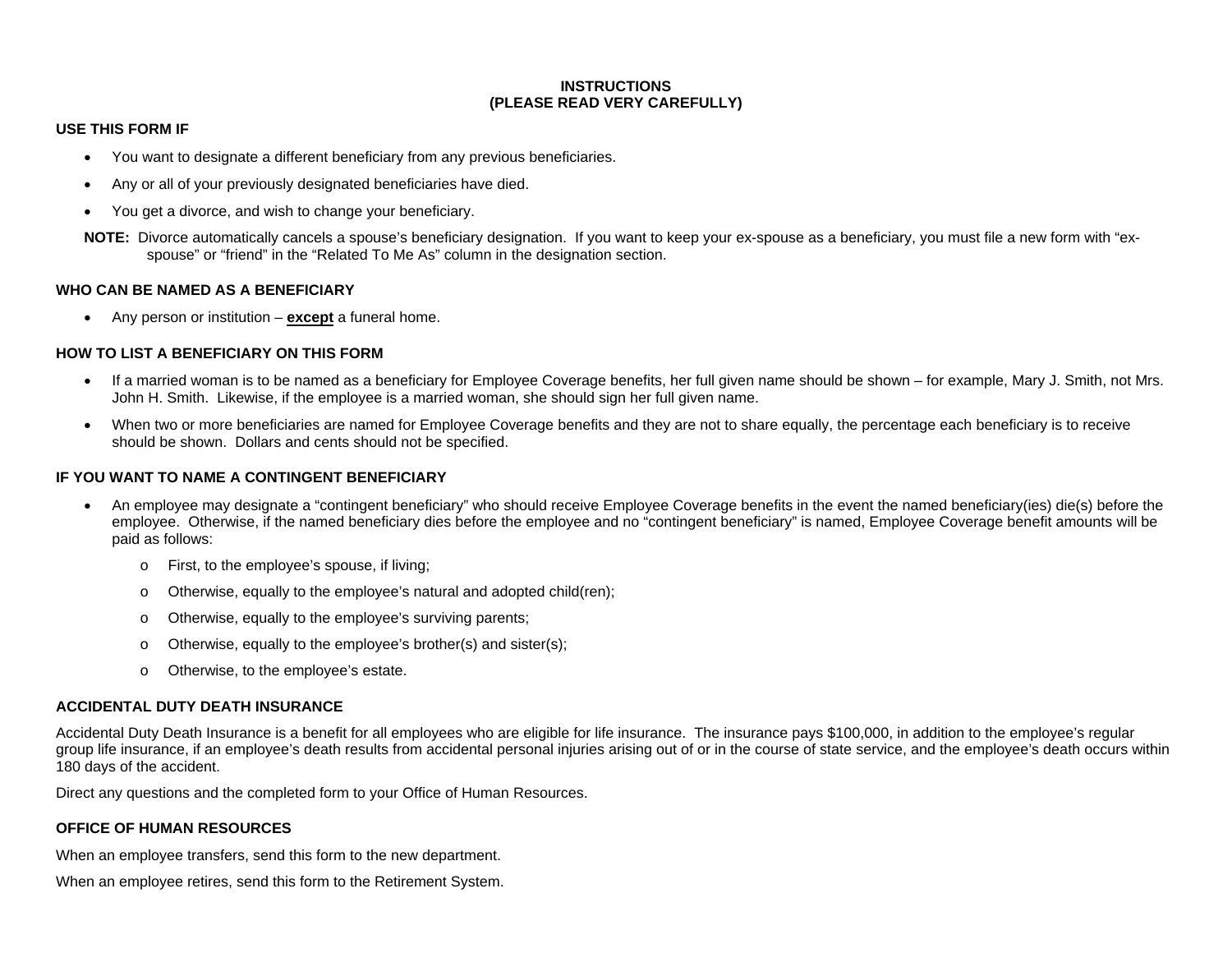# INSTRUCTIONS
## (PLEASE READ VERY CAREFULLY)

### USE THIS FORM IF

- You want to designate a different beneficiary from any previous beneficiaries.
- Any or all of your previously designated beneficiaries have died.
- You get a divorce, and wish to change your beneficiary.

**NOTE:** Divorce automatically cancels a spouse's beneficiary designation. If you want to keep your ex-spouse as a beneficiary, you must file a new form with "ex-spouse" or "friend" in the "Related To Me As" column in the designation section.

### WHO CAN BE NAMED AS A BENEFICIARY

- Any person or institution – **except** a funeral home.

### HOW TO LIST A BENEFICIARY ON THIS FORM

- If a married woman is to be named as a beneficiary for Employee Coverage benefits, her full given name should be shown – for example, Mary J. Smith, not Mrs. John H. Smith. Likewise, if the employee is a married woman, she should sign her full given name.
- When two or more beneficiaries are named for Employee Coverage benefits and they are not to share equally, the percentage each beneficiary is to receive should be shown. Dollars and cents should not be specified.

### IF YOU WANT TO NAME A CONTINGENT BENEFICIARY

- An employee may designate a "contingent beneficiary" who should receive Employee Coverage benefits in the event the named beneficiary(ies) die(s) before the employee. Otherwise, if the named beneficiary dies before the employee and no "contingent beneficiary" is named, Employee Coverage benefit amounts will be paid as follows:
  - First, to the employee's spouse, if living;
  - Otherwise, equally to the employee's natural and adopted child(ren);
  - Otherwise, equally to the employee's surviving parents;
  - Otherwise, equally to the employee's brother(s) and sister(s);
  - Otherwise, to the employee's estate.

### ACCIDENTAL DUTY DEATH INSURANCE

Accidental Duty Death Insurance is a benefit for all employees who are eligible for life insurance. The insurance pays $100,000, in addition to the employee's regular group life insurance, if an employee's death results from accidental personal injuries arising out of or in the course of state service, and the employee's death occurs within 180 days of the accident.

Direct any questions and the completed form to your Office of Human Resources.

### OFFICE OF HUMAN RESOURCES

When an employee transfers, send this form to the new department.

When an employee retires, send this form to the Retirement System.